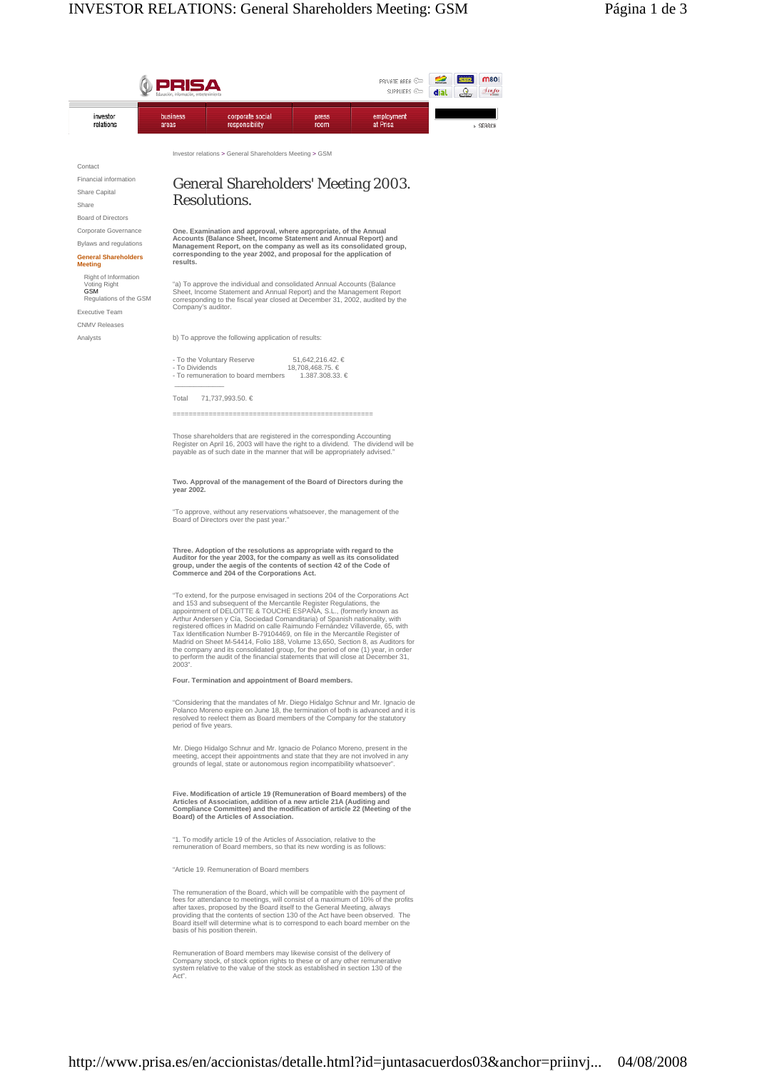Investor relations > General Shareholders Meeting > GSM

# General Shareholders' Meeting 2003. Resolutions.

**One. Examination and approval, where appropriate, of the Annual Accounts (Balance Sheet, Income Statement and Annual Report) and Management Report, on the company as well as its consolidated group, corresponding to the year 2002, and proposal for the application of results.**

"a) To approve the individual and consolidated Annual Accounts (Balance Sheet, Income Statement and Annual Report) and the Management Report corresponding to the fiscal year closed at December 31, 2002, audited by the Company's auditor.

b) To approve the following application of results:

- To the Voluntary Reserve 51,642,216.42. €
- To Dividends 18,708,468.75. €
- To remuneration to board members 1.387.308.33. €

Total 71,737,993.50. €

Those shareholders that are registered in the corresponding Accounting Register on April 16, 2003 will have the right to a dividend. The dividend will be payable as of such date in the manner that will be appropriately advised."

**Two. Approval of the management of the Board of Directors during the year 2002.**

"To approve, without any reservations whatsoever, the management of the Board of Directors over the past year."

**Three. Adoption of the resolutions as appropriate with regard to the Auditor for the year 2003, for the company as well as its consolidated group, under the aegis of the contents of section 42 of the Code of Commerce and 204 of the Corporations Act.**

"To extend, for the purpose envisaged in sections 204 of the Corporations Act and 153 and subsequent of the Mercantile Register Regulations, the appointment of DELOITTE & TOUCHE ESPAÑA, S.L., (formerly known as Arthur Andersen y Cía, Sociedad Comanditaria) of Spanish nationality, with registered offices in Madrid on calle Raimundo Fernández Villaverde, 65, with Tax Identification Number B-79104469, on file in the Mercantile Register of Madrid on Sheet M-54414, Folio 188, Volume 13,650, Section 8, as Auditors for the company and its consolidated group, for the period of one (1) year, in order to perform the audit of the financial statements that will close at December 31, 2003".

**Four. Termination and appointment of Board members.**

"Considering that the mandates of Mr. Diego Hidalgo Schnur and Mr. Ignacio de Polanco Moreno expire on June 18, the termination of both is advanced and it is resolved to reelect them as Board members of the Company for the statutory period of five years.

Mr. Diego Hidalgo Schnur and Mr. Ignacio de Polanco Moreno, present in the meeting, accept their appointments and state that they are not involved in any grounds of legal, state or autonomous region incompatibility whatsoever".

**Five. Modification of article 19 (Remuneration of Board members) of the Articles of Association, addition of a new article 21A (Auditing and Compliance Committee) and the modification of article 22 (Meeting of the Board) of the Articles of Association.**

"1. To modify article 19 of the Articles of Association, relative to the remuneration of Board members, so that its new wording is as follows:

"Article 19. Remuneration of Board members

The remuneration of the Board, which will be compatible with the payment of fees for attendance to meetings, will consist of a maximum of 10% of the profits after taxes, proposed by the Board itself to the General Meeting, always providing that the contents of section 130 of the Act have been observed. The Board itself will determine what is to correspond to each board member on the basis of his position therein.

Remuneration of Board members may likewise consist of the delivery of Company stock, of stock option rights to these or of any other remunerative system relative to the value of the stock as established in section 130 of the Act".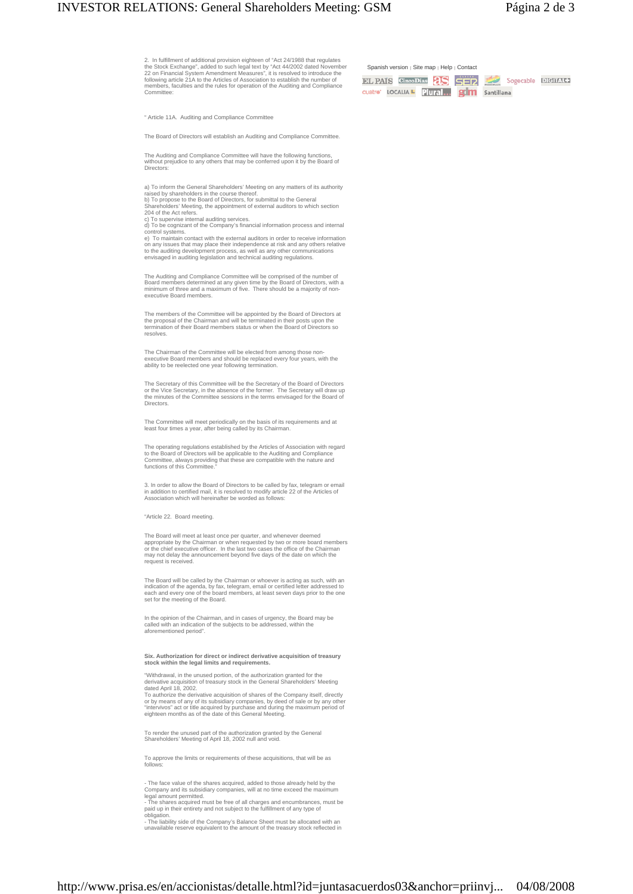2. In fulfillment of additional provision eighteen of "Act 24/1988 that regulates the Stock Exchange", added to such legal text by "Act 44/2002 dated November 22 on Financial System Amendment Measures", it is resolved to introduce the following article 21A to the Articles of Association to establish the number of members, faculties and the rules for operation of the Auditing and Compliance Committee:

" Article 11A. Auditing and Compliance Committee

The Board of Directors will establish an Auditing and Compliance Committee.

The Auditing and Compliance Committee will have the following functions, without prejudice to any others that may be conferred upon it by the Board of Directors:

a) To inform the General Shareholders' Meeting on any matters of its authority raised by shareholders in the course thereof.
b) To propose to the Board of Directors, for submittal to the General Shareholders' Meeting, the appointment of external auditors to which section 204 of the Act refers.
c) To supervise internal auditing services.
d) To be cognizant of the Company's financial information process and internal control systems.
e) To maintain contact with the external auditors in order to receive information on any issues that may place their independence at risk and any others relative to the auditing development process, as well as any other communications envisaged in auditing legislation and technical auditing regulations.

The Auditing and Compliance Committee will be comprised of the number of Board members determined at any given time by the Board of Directors, with a minimum of three and a maximum of five. There should be a majority of non-executive Board members.

The members of the Committee will be appointed by the Board of Directors at the proposal of the Chairman and will be terminated in their posts upon the termination of their Board members status or when the Board of Directors so resolves.

The Chairman of the Committee will be elected from among those non-executive Board members and should be replaced every four years, with the ability to be reelected one year following termination.

The Secretary of this Committee will be the Secretary of the Board of Directors or the Vice Secretary, in the absence of the former. The Secretary will draw up the minutes of the Committee sessions in the terms envisaged for the Board of Directors.

The Committee will meet periodically on the basis of its requirements and at least four times a year, after being called by its Chairman.

The operating regulations established by the Articles of Association with regard to the Board of Directors will be applicable to the Auditing and Compliance Committee, always providing that these are compatible with the nature and functions of this Committee."

3. In order to allow the Board of Directors to be called by fax, telegram or email in addition to certified mail, it is resolved to modify article 22 of the Articles of Association which will hereinafter be worded as follows:

"Article 22. Board meeting.

The Board will meet at least once per quarter, and whenever deemed appropriate by the Chairman or when requested by two or more board members or the chief executive officer. In the last two cases the office of the Chairman may not delay the announcement beyond five days of the date on which the request is received.

The Board will be called by the Chairman or whoever is acting as such, with an indication of the agenda, by fax, telegram, email or certified letter addressed to each and every one of the board members, at least seven days prior to the one set for the meeting of the Board.

In the opinion of the Chairman, and in cases of urgency, the Board may be called with an indication of the subjects to be addressed, within the aforementioned period".

**Six. Authorization for direct or indirect derivative acquisition of treasury stock within the legal limits and requirements.**

"Withdrawal, in the unused portion, of the authorization granted for the derivative acquisition of treasury stock in the General Shareholders' Meeting dated April 18, 2002.
To authorize the derivative acquisition of shares of the Company itself, directly or by means of any of its subsidiary companies, by deed of sale or by any other "intervivos" act or title acquired by purchase and during the maximum period of eighteen months as of the date of this General Meeting.

To render the unused part of the authorization granted by the General Shareholders' Meeting of April 18, 2002 null and void.

To approve the limits or requirements of these acquisitions, that will be as follows:

- The face value of the shares acquired, added to those already held by the Company and its subsidiary companies, will at no time exceed the maximum legal amount permitted.
- The shares acquired must be free of all charges and encumbrances, must be paid up in their entirety and not subject to the fulfillment of any type of obligation.
- The liability side of the Company's Balance Sheet must be allocated with an unavailable reserve equivalent to the amount of the treasury stock reflected in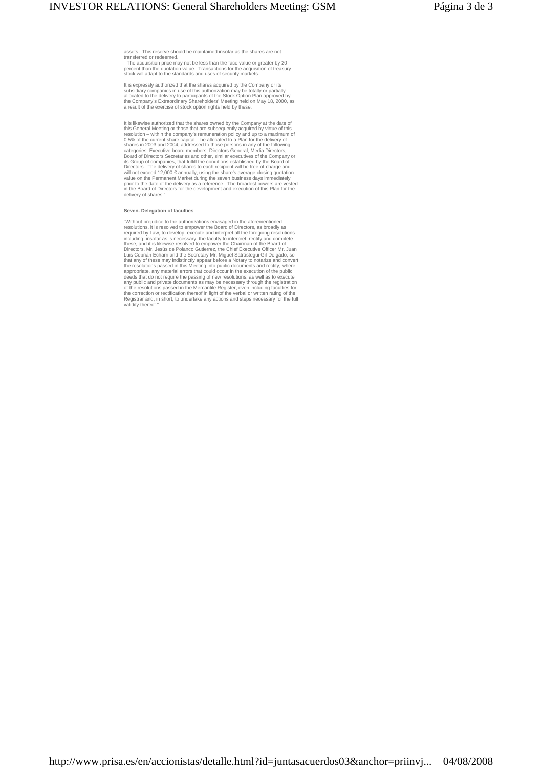assets. This reserve should be maintained insofar as the shares are not transferred or redeemed.
- The acquisition price may not be less than the face value or greater by 20 percent than the quotation value. Transactions for the acquisition of treasury stock will adapt to the standards and uses of security markets.

It is expressly authorized that the shares acquired by the Company or its subsidiary companies in use of this authorization may be totally or partially allocated to the delivery to participants of the Stock Option Plan approved by the Company's Extraordinary Shareholders' Meeting held on May 18, 2000, as a result of the exercise of stock option rights held by these.

It is likewise authorized that the shares owned by the Company at the date of this General Meeting or those that are subsequently acquired by virtue of this resolution – within the company's remuneration policy and up to a maximum of 0.5% of the current share capital – be allocated to a Plan for the delivery of shares in 2003 and 2004, addressed to those persons in any of the following categories: Executive board members, Directors General, Media Directors, Board of Directors Secretaries and other, similar executives of the Company or its Group of companies, that fulfill the conditions established by the Board of Directors. The delivery of shares to each recipient will be free-of-charge and will not exceed 12,000 € annually, using the share's average closing quotation value on the Permanent Market during the seven business days immediately prior to the date of the delivery as a reference. The broadest powers are vested in the Board of Directors for the development and execution of this Plan for the delivery of shares."

**Seven. Delegation of faculties**

"Without prejudice to the authorizations envisaged in the aforementioned resolutions, it is resolved to empower the Board of Directors, as broadly as required by Law, to develop, execute and interpret all the foregoing resolutions including, insofar as is necessary, the faculty to interpret, rectify and complete these, and it is likewise resolved to empower the Chairman of the Board of Directors, Mr. Jesús de Polanco Gutierrez, the Chief Executive Officer Mr. Juan Luis Cebrián Echarri and the Secretary Mr. Miguel Satrústegui Gil-Delgado, so that any of these may indistinctly appear before a Notary to notarize and convert the resolutions passed in this Meeting into public documents and rectify, where appropriate, any material errors that could occur in the execution of the public deeds that do not require the passing of new resolutions, as well as to execute any public and private documents as may be necessary through the registration of the resolutions passed in the Mercantile Register, even including faculties for the correction or rectification thereof in light of the verbal or written rating of the Registrar and, in short, to undertake any actions and steps necessary for the full validity thereof."